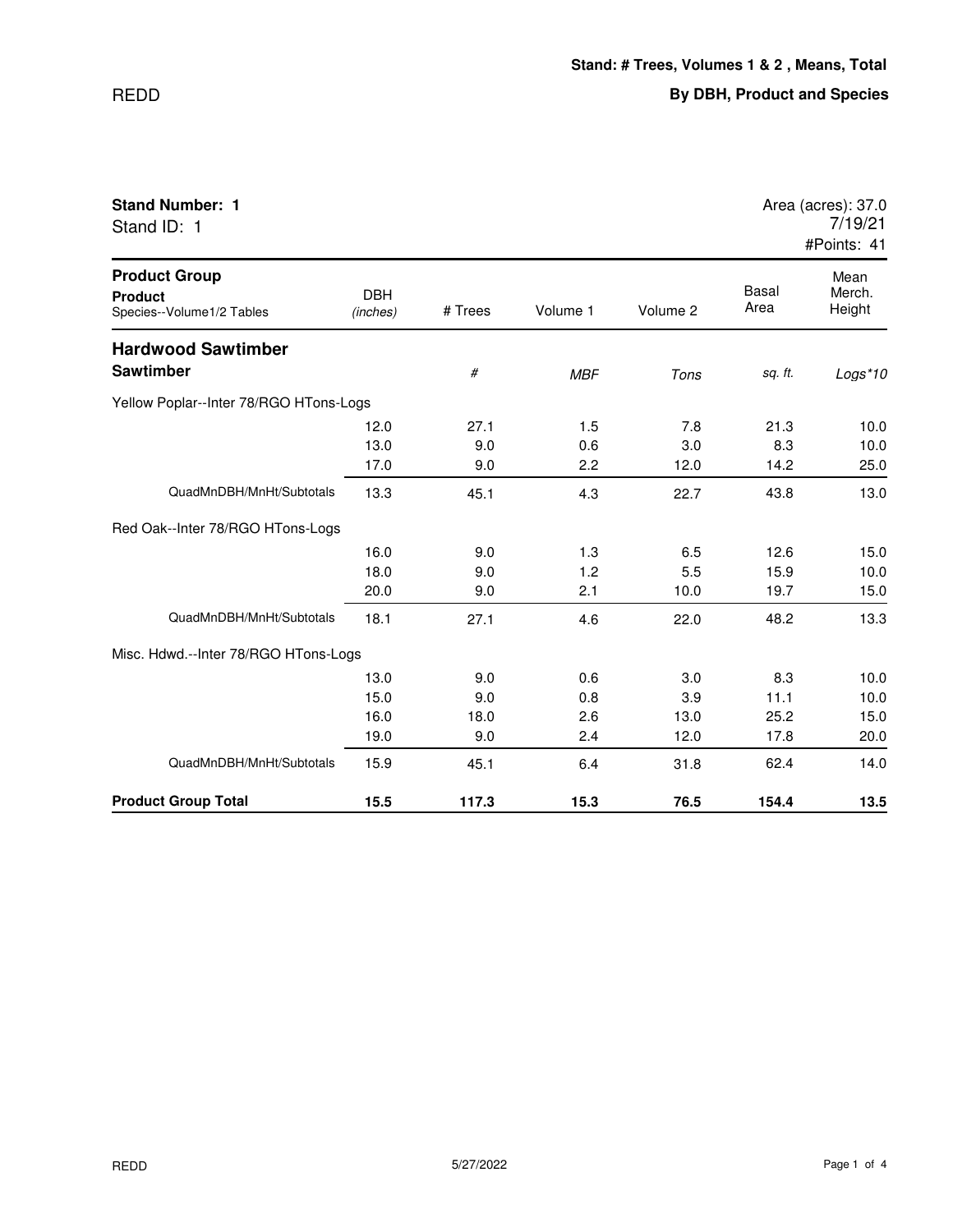REDD

**Stand: # Trees, Volumes 1 & 2 , Means, Total**

**By DBH, Product and Species**

**Stand Number: 1**
Stand ID: 1

Area (acres): 37.0
7/19/21
#Points: 41

| **Product Group** / **Product** / Species--Volume1/2 Tables | DBH *(inches)* | # Trees | Volume 1 | Volume 2 | Basal Area | Mean Merch. Height |
|---|---|---|---|---|---|---|
| **Hardwood Sawtimber** | | | | | | |
| **Sawtimber** | | *#* | *MBF* | *Tons* | *sq. ft.* | *Logs*10* |
| Yellow Poplar--Inter 78/RGO HTons-Logs | | | | | | |
| | 12.0 | 27.1 | 1.5 | 7.8 | 21.3 | 10.0 |
| | 13.0 | 9.0 | 0.6 | 3.0 | 8.3 | 10.0 |
| | 17.0 | 9.0 | 2.2 | 12.0 | 14.2 | 25.0 |
| QuadMnDBH/MnHt/Subtotals | 13.3 | 45.1 | 4.3 | 22.7 | 43.8 | 13.0 |
| Red Oak--Inter 78/RGO HTons-Logs | | | | | | |
| | 16.0 | 9.0 | 1.3 | 6.5 | 12.6 | 15.0 |
| | 18.0 | 9.0 | 1.2 | 5.5 | 15.9 | 10.0 |
| | 20.0 | 9.0 | 2.1 | 10.0 | 19.7 | 15.0 |
| QuadMnDBH/MnHt/Subtotals | 18.1 | 27.1 | 4.6 | 22.0 | 48.2 | 13.3 |
| Misc. Hdwd.--Inter 78/RGO HTons-Logs | | | | | | |
| | 13.0 | 9.0 | 0.6 | 3.0 | 8.3 | 10.0 |
| | 15.0 | 9.0 | 0.8 | 3.9 | 11.1 | 10.0 |
| | 16.0 | 18.0 | 2.6 | 13.0 | 25.2 | 15.0 |
| | 19.0 | 9.0 | 2.4 | 12.0 | 17.8 | 20.0 |
| QuadMnDBH/MnHt/Subtotals | 15.9 | 45.1 | 6.4 | 31.8 | 62.4 | 14.0 |
| **Product Group Total** | **15.5** | **117.3** | **15.3** | **76.5** | **154.4** | **13.5** |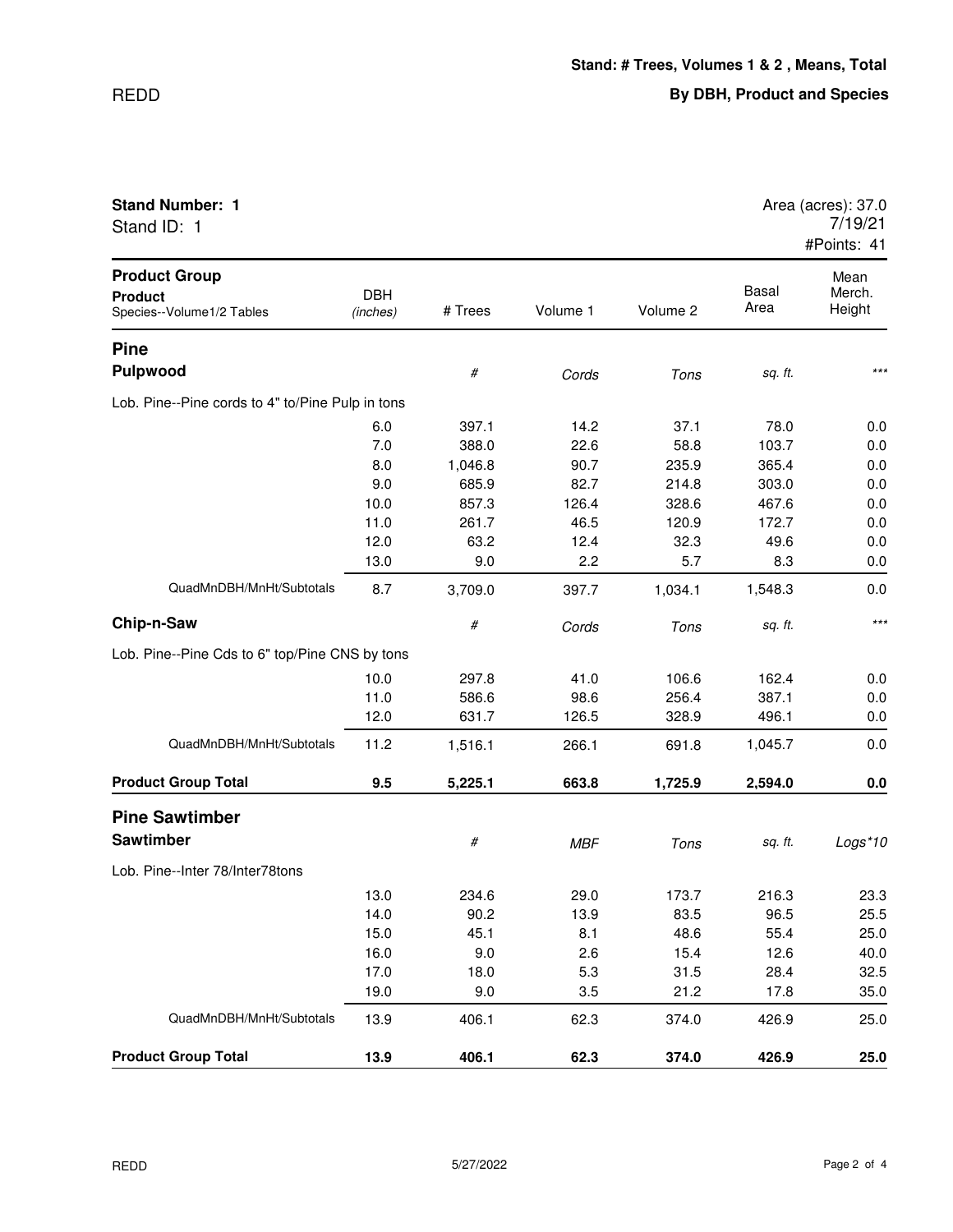**Stand: # Trees, Volumes 1 & 2 , Means, Total**

**By DBH, Product and Species**

**Stand Number: 1**
Stand ID: 1

Area (acres): 37.0
7/19/21
#Points: 41

| Product Group / Product / Species--Volume1/2 Tables | DBH (inches) | # Trees | Volume 1 | Volume 2 | Basal Area | Mean Merch. Height |
|---|---|---|---|---|---|---|
| **Pine** | | | | | | |
| **Pulpwood** | | # | Cords | Tons | sq. ft. | *** |
| Lob. Pine--Pine cords to 4" to/Pine Pulp in tons | | | | | | |
| | 6.0 | 397.1 | 14.2 | 37.1 | 78.0 | 0.0 |
| | 7.0 | 388.0 | 22.6 | 58.8 | 103.7 | 0.0 |
| | 8.0 | 1,046.8 | 90.7 | 235.9 | 365.4 | 0.0 |
| | 9.0 | 685.9 | 82.7 | 214.8 | 303.0 | 0.0 |
| | 10.0 | 857.3 | 126.4 | 328.6 | 467.6 | 0.0 |
| | 11.0 | 261.7 | 46.5 | 120.9 | 172.7 | 0.0 |
| | 12.0 | 63.2 | 12.4 | 32.3 | 49.6 | 0.0 |
| | 13.0 | 9.0 | 2.2 | 5.7 | 8.3 | 0.0 |
| QuadMnDBH/MnHt/Subtotals | 8.7 | 3,709.0 | 397.7 | 1,034.1 | 1,548.3 | 0.0 |
| **Chip-n-Saw** | | # | Cords | Tons | sq. ft. | *** |
| Lob. Pine--Pine Cds to 6" top/Pine CNS by tons | | | | | | |
| | 10.0 | 297.8 | 41.0 | 106.6 | 162.4 | 0.0 |
| | 11.0 | 586.6 | 98.6 | 256.4 | 387.1 | 0.0 |
| | 12.0 | 631.7 | 126.5 | 328.9 | 496.1 | 0.0 |
| QuadMnDBH/MnHt/Subtotals | 11.2 | 1,516.1 | 266.1 | 691.8 | 1,045.7 | 0.0 |
| **Product Group Total** | **9.5** | **5,225.1** | **663.8** | **1,725.9** | **2,594.0** | **0.0** |
| **Pine Sawtimber** | | | | | | |
| **Sawtimber** | | # | MBF | Tons | sq. ft. | Logs*10 |
| Lob. Pine--Inter 78/Inter78tons | | | | | | |
| | 13.0 | 234.6 | 29.0 | 173.7 | 216.3 | 23.3 |
| | 14.0 | 90.2 | 13.9 | 83.5 | 96.5 | 25.5 |
| | 15.0 | 45.1 | 8.1 | 48.6 | 55.4 | 25.0 |
| | 16.0 | 9.0 | 2.6 | 15.4 | 12.6 | 40.0 |
| | 17.0 | 18.0 | 5.3 | 31.5 | 28.4 | 32.5 |
| | 19.0 | 9.0 | 3.5 | 21.2 | 17.8 | 35.0 |
| QuadMnDBH/MnHt/Subtotals | 13.9 | 406.1 | 62.3 | 374.0 | 426.9 | 25.0 |
| **Product Group Total** | **13.9** | **406.1** | **62.3** | **374.0** | **426.9** | **25.0** |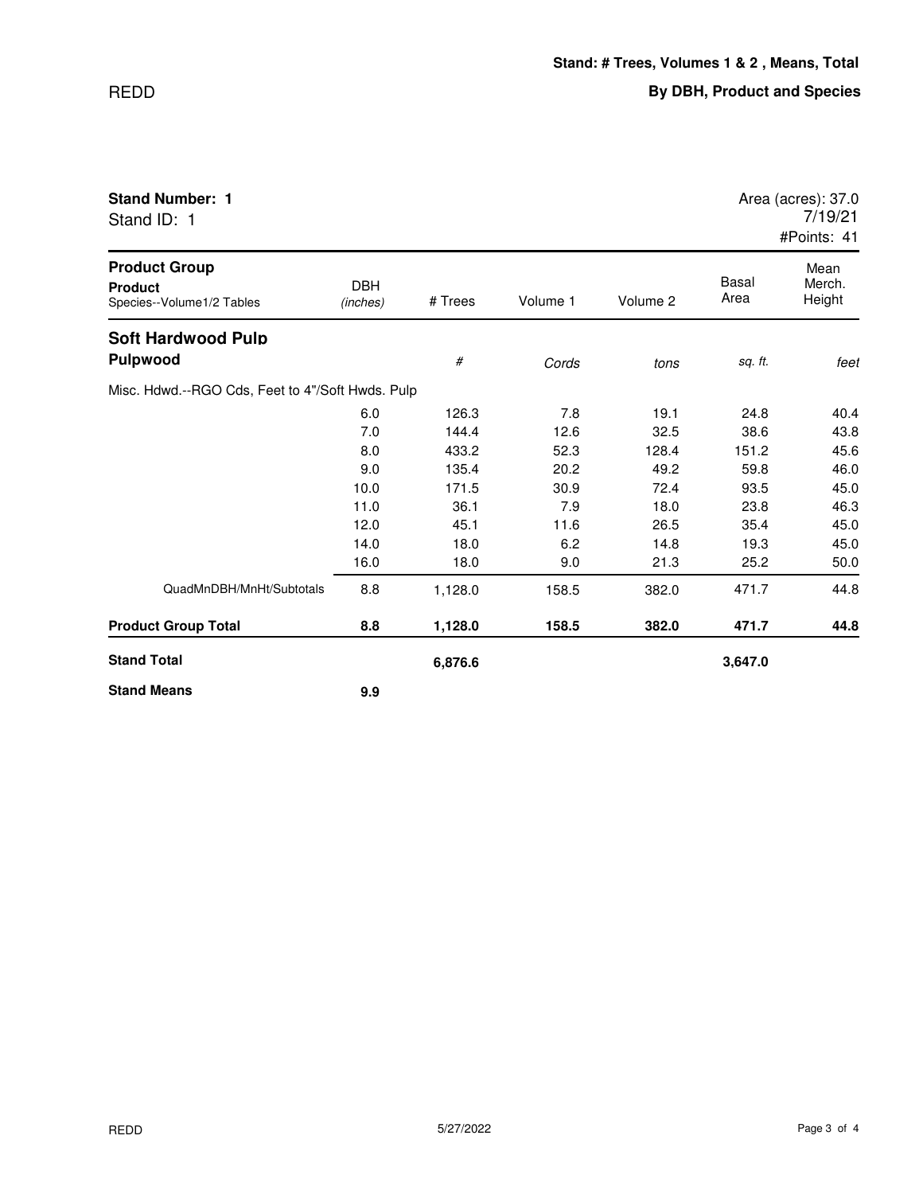## Stand: # Trees, Volumes 1 & 2 , Means, Total

## By DBH, Product and Species

**Stand Number: 1**
Stand ID: 1

Area (acres): 37.0
7/19/21
#Points: 41

| **Product Group** / **Product** / Species--Volume1/2 Tables | DBH *(inches)* | # Trees | Volume 1 | Volume 2 | Basal Area | Mean Merch. Height |
|---|---|---|---|---|---|---|
| **Soft Hardwood Pulp** | | | | | | |
| **Pulpwood** | | *#* | *Cords* | *tons* | *sq. ft.* | *feet* |
| Misc. Hdwd.--RGO Cds, Feet to 4"/Soft Hwds. Pulp | | | | | | |
| | 6.0 | 126.3 | 7.8 | 19.1 | 24.8 | 40.4 |
| | 7.0 | 144.4 | 12.6 | 32.5 | 38.6 | 43.8 |
| | 8.0 | 433.2 | 52.3 | 128.4 | 151.2 | 45.6 |
| | 9.0 | 135.4 | 20.2 | 49.2 | 59.8 | 46.0 |
| | 10.0 | 171.5 | 30.9 | 72.4 | 93.5 | 45.0 |
| | 11.0 | 36.1 | 7.9 | 18.0 | 23.8 | 46.3 |
| | 12.0 | 45.1 | 11.6 | 26.5 | 35.4 | 45.0 |
| | 14.0 | 18.0 | 6.2 | 14.8 | 19.3 | 45.0 |
| | 16.0 | 18.0 | 9.0 | 21.3 | 25.2 | 50.0 |
| QuadMnDBH/MnHt/Subtotals | 8.8 | 1,128.0 | 158.5 | 382.0 | 471.7 | 44.8 |
| **Product Group Total** | **8.8** | **1,128.0** | **158.5** | **382.0** | **471.7** | **44.8** |
| **Stand Total** | | **6,876.6** | | | **3,647.0** | |
| **Stand Means** | **9.9** | | | | | |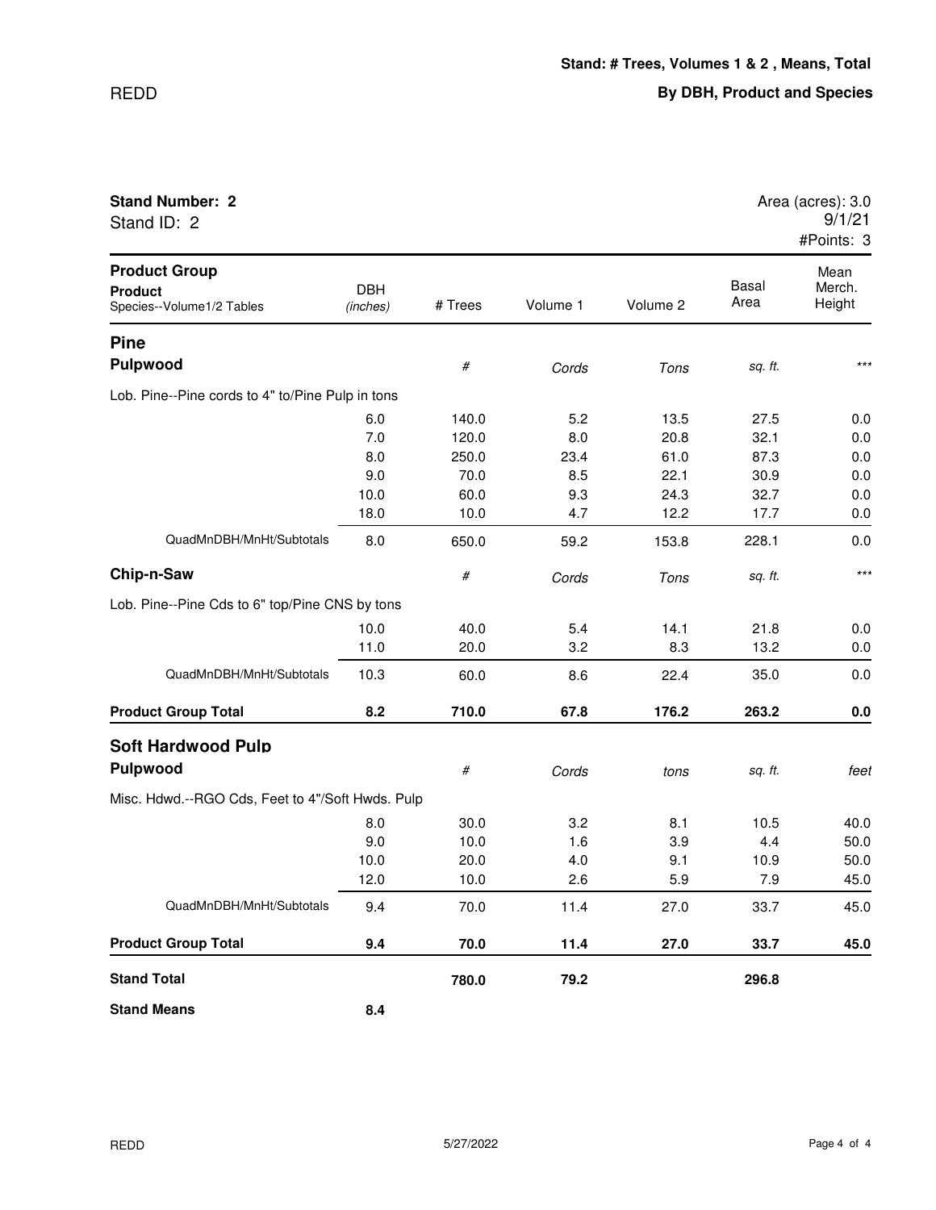**Stand: # Trees, Volumes 1 & 2 , Means, Total**

**By DBH, Product and Species**

**Stand Number: 2**
Stand ID: 2

Area (acres): 3.0
9/1/21
#Points: 3

| Product Group / Product / Species--Volume1/2 Tables | DBH *(inches)* | # Trees | Volume 1 | Volume 2 | Basal Area | Mean Merch. Height |
|---|---|---|---|---|---|---|
| **Pine** | | | | | | |
| **Pulpwood** | | # | *Cords* | *Tons* | *sq. ft.* | *** |
| Lob. Pine--Pine cords to 4" to/Pine Pulp in tons | | | | | | |
| | 6.0 | 140.0 | 5.2 | 13.5 | 27.5 | 0.0 |
| | 7.0 | 120.0 | 8.0 | 20.8 | 32.1 | 0.0 |
| | 8.0 | 250.0 | 23.4 | 61.0 | 87.3 | 0.0 |
| | 9.0 | 70.0 | 8.5 | 22.1 | 30.9 | 0.0 |
| | 10.0 | 60.0 | 9.3 | 24.3 | 32.7 | 0.0 |
| | 18.0 | 10.0 | 4.7 | 12.2 | 17.7 | 0.0 |
| QuadMnDBH/MnHt/Subtotals | 8.0 | 650.0 | 59.2 | 153.8 | 228.1 | 0.0 |
| **Chip-n-Saw** | | # | *Cords* | *Tons* | *sq. ft.* | *** |
| Lob. Pine--Pine Cds to 6" top/Pine CNS by tons | | | | | | |
| | 10.0 | 40.0 | 5.4 | 14.1 | 21.8 | 0.0 |
| | 11.0 | 20.0 | 3.2 | 8.3 | 13.2 | 0.0 |
| QuadMnDBH/MnHt/Subtotals | 10.3 | 60.0 | 8.6 | 22.4 | 35.0 | 0.0 |
| **Product Group Total** | **8.2** | **710.0** | **67.8** | **176.2** | **263.2** | **0.0** |
| **Soft Hardwood Pulp** | | | | | | |
| **Pulpwood** | | # | *Cords* | *tons* | *sq. ft.* | *feet* |
| Misc. Hdwd.--RGO Cds, Feet to 4"/Soft Hwds. Pulp | | | | | | |
| | 8.0 | 30.0 | 3.2 | 8.1 | 10.5 | 40.0 |
| | 9.0 | 10.0 | 1.6 | 3.9 | 4.4 | 50.0 |
| | 10.0 | 20.0 | 4.0 | 9.1 | 10.9 | 50.0 |
| | 12.0 | 10.0 | 2.6 | 5.9 | 7.9 | 45.0 |
| QuadMnDBH/MnHt/Subtotals | 9.4 | 70.0 | 11.4 | 27.0 | 33.7 | 45.0 |
| **Product Group Total** | **9.4** | **70.0** | **11.4** | **27.0** | **33.7** | **45.0** |
| **Stand Total** | | **780.0** | **79.2** | | **296.8** | |
| **Stand Means** | **8.4** | | | | | |